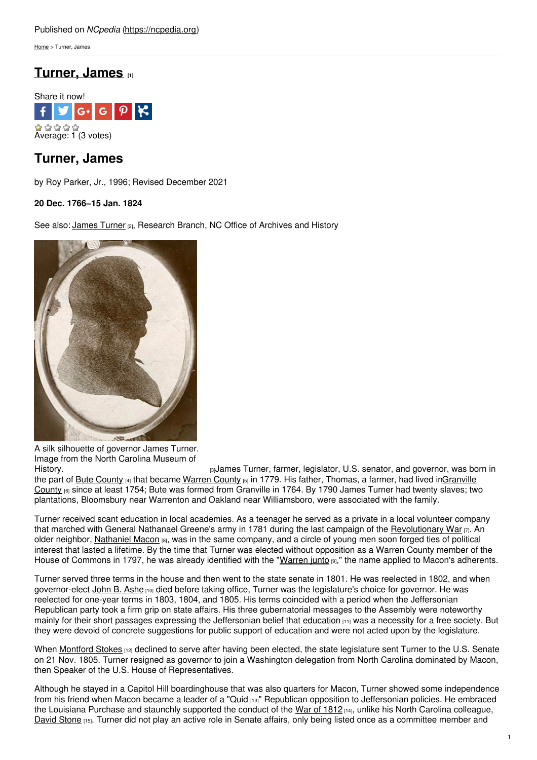Published on *NCpedia* (https://ncpedia.org)

Home > Turner, James

# Turner, James [1]

Share it now!

Average: 1 (3 votes)

## Turner, James

by Roy Parker, Jr., 1996; Revised December 2021

**20 Dec. 1766–15 Jan. 1824**

See also: James Turner [2], Research Branch, NC Office of Archives and History

A silk silhouette of governor James Turner. Image from the North Carolina Museum of History. [3]

James Turner, farmer, legislator, U.S. senator, and governor, was born in the part of Bute County [4] that became Warren County [5] in 1779. His father, Thomas, a farmer, had lived in Granville County [6] since at least 1754; Bute was formed from Granville in 1764. By 1790 James Turner had twenty slaves; two plantations, Bloomsbury near Warrenton and Oakland near Williamsboro, were associated with the family.

Turner received scant education in local academies. As a teenager he served as a private in a local volunteer company that marched with General Nathanael Greene's army in 1781 during the last campaign of the Revolutionary War [7]. An older neighbor, Nathaniel Macon [8], was in the same company, and a circle of young men soon forged ties of political interest that lasted a lifetime. By the time that Turner was elected without opposition as a Warren County member of the House of Commons in 1797, he was already identified with the "Warren junto [9]," the name applied to Macon's adherents.

Turner served three terms in the house and then went to the state senate in 1801. He was reelected in 1802, and when governor-elect John B. Ashe [10] died before taking office, Turner was the legislature's choice for governor. He was reelected for one-year terms in 1803, 1804, and 1805. His terms coincided with a period when the Jeffersonian Republican party took a firm grip on state affairs. His three gubernatorial messages to the Assembly were noteworthy mainly for their short passages expressing the Jeffersonian belief that education [11] was a necessity for a free society. But they were devoid of concrete suggestions for public support of education and were not acted upon by the legislature.

When Montford Stokes [12] declined to serve after having been elected, the state legislature sent Turner to the U.S. Senate on 21 Nov. 1805. Turner resigned as governor to join a Washington delegation from North Carolina dominated by Macon, then Speaker of the U.S. House of Representatives.

Although he stayed in a Capitol Hill boardinghouse that was also quarters for Macon, Turner showed some independence from his friend when Macon became a leader of a "Quid [13]" Republican opposition to Jeffersonian policies. He embraced the Louisiana Purchase and staunchly supported the conduct of the War of 1812 [14], unlike his North Carolina colleague, David Stone [15]. Turner did not play an active role in Senate affairs, only being listed once as a committee member and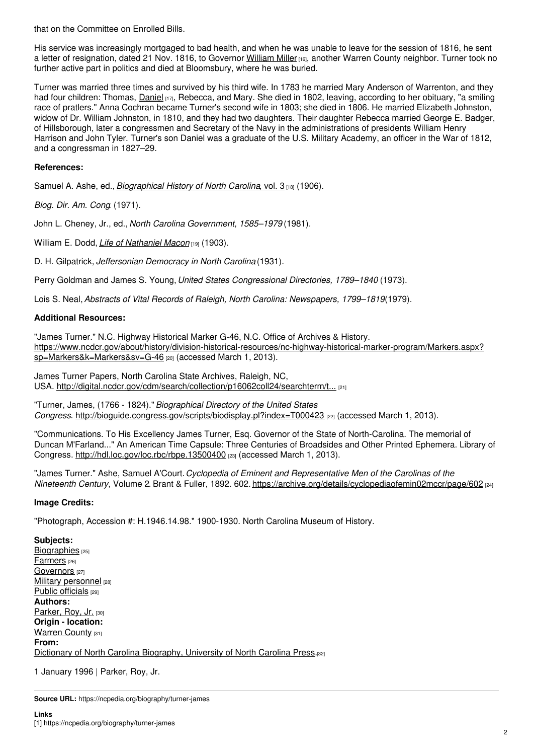that on the Committee on Enrolled Bills.

His service was increasingly mortgaged to bad health, and when he was unable to leave for the session of 1816, he sent a letter of resignation, dated 21 Nov. 1816, to Governor William Miller [16], another Warren County neighbor. Turner took no further active part in politics and died at Bloomsbury, where he was buried.

Turner was married three times and survived by his third wife. In 1783 he married Mary Anderson of Warrenton, and they had four children: Thomas, Daniel [17], Rebecca, and Mary. She died in 1802, leaving, according to her obituary, "a smiling race of pratlers." Anna Cochran became Turner's second wife in 1803; she died in 1806. He married Elizabeth Johnston, widow of Dr. William Johnston, in 1810, and they had two daughters. Their daughter Rebecca married George E. Badger, of Hillsborough, later a congressmen and Secretary of the Navy in the administrations of presidents William Henry Harrison and John Tyler. Turner's son Daniel was a graduate of the U.S. Military Academy, an officer in the War of 1812, and a congressman in 1827–29.

**References:**

Samuel A. Ashe, ed., *Biographical History of North Carolina*, vol. 3 [18] (1906).

*Biog. Dir. Am. Cong.* (1971).

John L. Cheney, Jr., ed., *North Carolina Government, 1585–1979* (1981).

William E. Dodd, *Life of Nathaniel Macon* [19] (1903).

D. H. Gilpatrick, *Jeffersonian Democracy in North Carolina* (1931).

Perry Goldman and James S. Young, *United States Congressional Directories, 1789–1840* (1973).

Lois S. Neal, *Abstracts of Vital Records of Raleigh, North Carolina: Newspapers, 1799–1819* (1979).

**Additional Resources:**

"James Turner." N.C. Highway Historical Marker G-46, N.C. Office of Archives & History. https://www.ncdcr.gov/about/history/division-historical-resources/nc-highway-historical-marker-program/Markers.aspx?sp=Markers&k=Markers&sv=G-46 [20] (accessed March 1, 2013).

James Turner Papers, North Carolina State Archives, Raleigh, NC, USA. http://digital.ncdcr.gov/cdm/search/collection/p16062coll24/searchterm/t... [21]

"Turner, James, (1766 - 1824)." *Biographical Directory of the United States Congress*. http://bioguide.congress.gov/scripts/biodisplay.pl?index=T000423 [22] (accessed March 1, 2013).

"Communications. To His Excellency James Turner, Esq. Governor of the State of North-Carolina. The memorial of Duncan M'Farland..." An American Time Capsule: Three Centuries of Broadsides and Other Printed Ephemera. Library of Congress. http://hdl.loc.gov/loc.rbc/rbpe.13500400 [23] (accessed March 1, 2013).

"James Turner." Ashe, Samuel A'Court. *Cyclopedia of Eminent and Representative Men of the Carolinas of the Nineteenth Century*, Volume 2. Brant & Fuller, 1892. 602. https://archive.org/details/cyclopediaofemin02mccr/page/602 [24]

**Image Credits:**

"Photograph, Accession #: H.1946.14.98." 1900-1930. North Carolina Museum of History.

**Subjects:**
Biographies [25]
Farmers [26]
Governors [27]
Military personnel [28]
Public officials [29]
**Authors:**
Parker, Roy, Jr. [30]
**Origin - location:**
Warren County [31]
**From:**
Dictionary of North Carolina Biography, University of North Carolina Press. [32]

1 January 1996 | Parker, Roy, Jr.

**Source URL:** https://ncpedia.org/biography/turner-james

**Links**
[1] https://ncpedia.org/biography/turner-james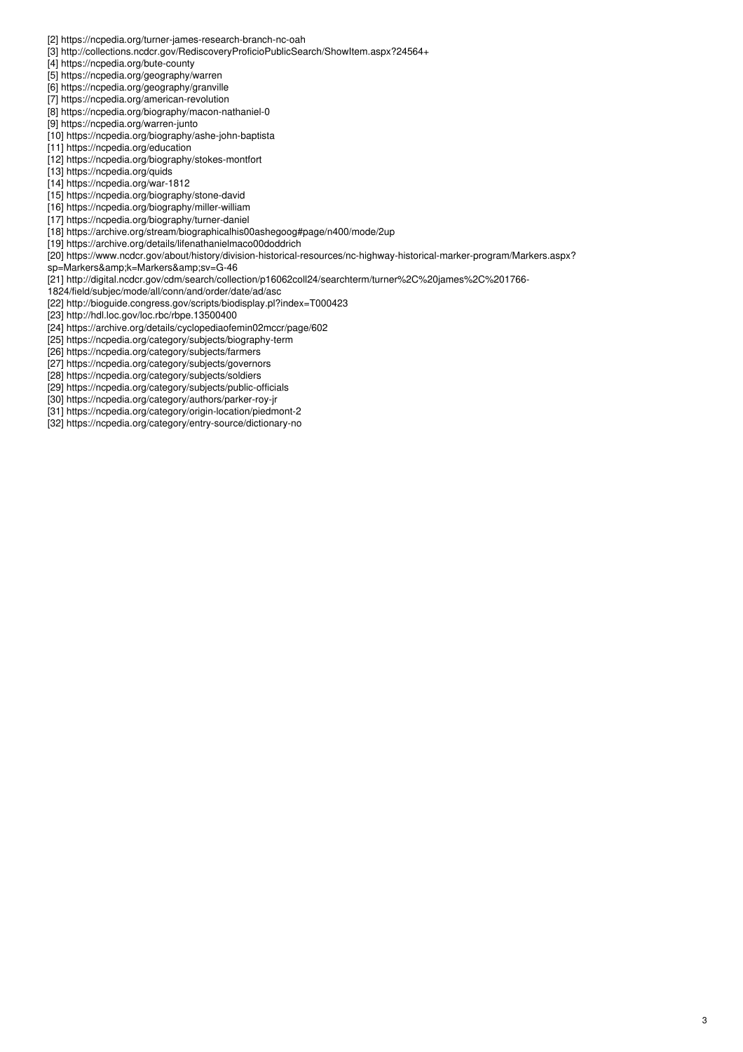[2] https://ncpedia.org/turner-james-research-branch-nc-oah
[3] http://collections.ncdcr.gov/RediscoveryProficioPublicSearch/ShowItem.aspx?24564+
[4] https://ncpedia.org/bute-county
[5] https://ncpedia.org/geography/warren
[6] https://ncpedia.org/geography/granville
[7] https://ncpedia.org/american-revolution
[8] https://ncpedia.org/biography/macon-nathaniel-0
[9] https://ncpedia.org/warren-junto
[10] https://ncpedia.org/biography/ashe-john-baptista
[11] https://ncpedia.org/education
[12] https://ncpedia.org/biography/stokes-montfort
[13] https://ncpedia.org/quids
[14] https://ncpedia.org/war-1812
[15] https://ncpedia.org/biography/stone-david
[16] https://ncpedia.org/biography/miller-william
[17] https://ncpedia.org/biography/turner-daniel
[18] https://archive.org/stream/biographicalhis00ashegoog#page/n400/mode/2up
[19] https://archive.org/details/lifenathanielmaco00doddrich
[20] https://www.ncdcr.gov/about/history/division-historical-resources/nc-highway-historical-marker-program/Markers.aspx?sp=Markers&amp;k=Markers&amp;sv=G-46
[21] http://digital.ncdcr.gov/cdm/search/collection/p16062coll24/searchterm/turner%2C%20james%2C%201766-1824/field/subjec/mode/all/conn/and/order/date/ad/asc
[22] http://bioguide.congress.gov/scripts/biodisplay.pl?index=T000423
[23] http://hdl.loc.gov/loc.rbc/rbpe.13500400
[24] https://archive.org/details/cyclopediaofemin02mccr/page/602
[25] https://ncpedia.org/category/subjects/biography-term
[26] https://ncpedia.org/category/subjects/farmers
[27] https://ncpedia.org/category/subjects/governors
[28] https://ncpedia.org/category/subjects/soldiers
[29] https://ncpedia.org/category/subjects/public-officials
[30] https://ncpedia.org/category/authors/parker-roy-jr
[31] https://ncpedia.org/category/origin-location/piedmont-2
[32] https://ncpedia.org/category/entry-source/dictionary-no